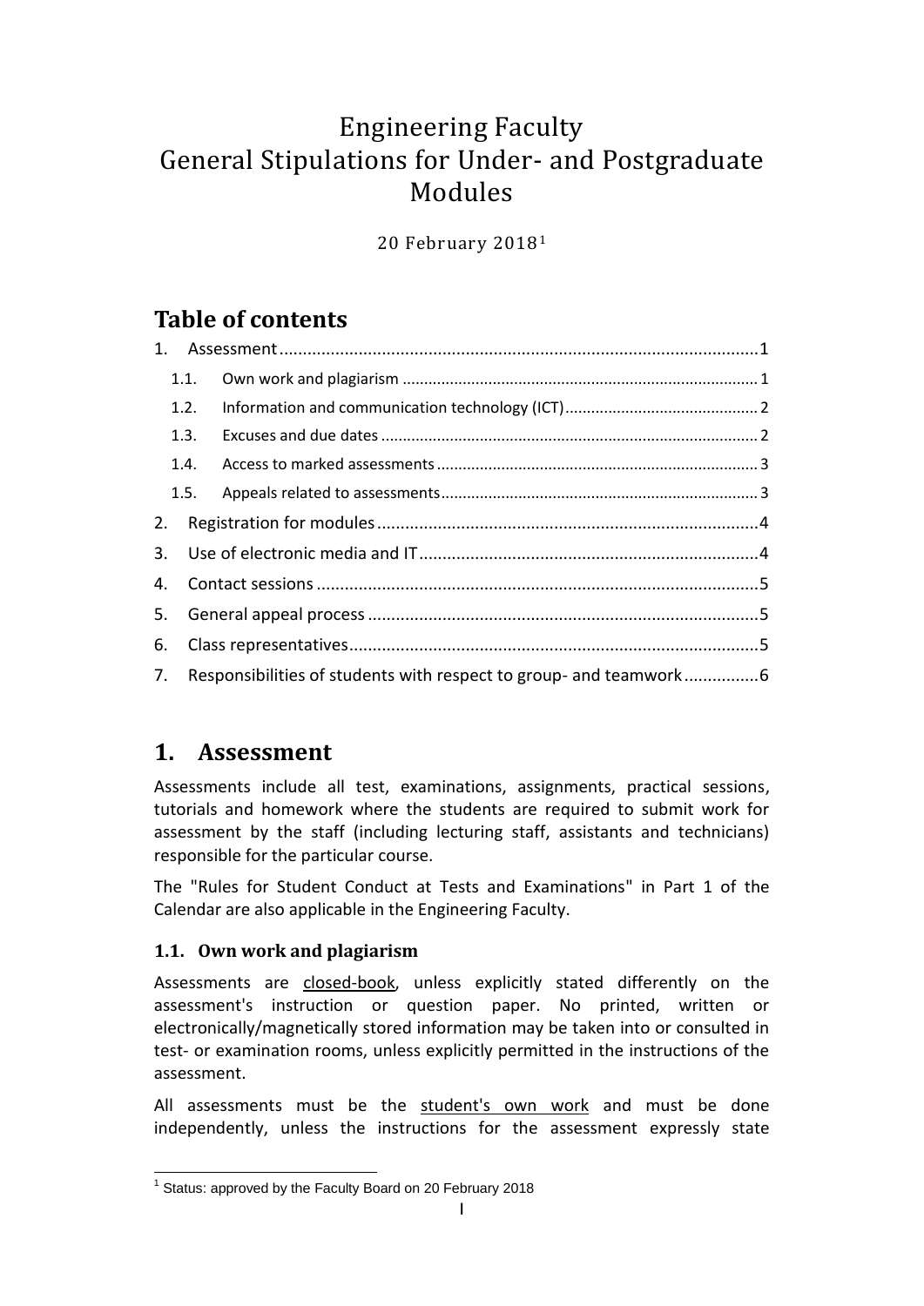# Engineering Faculty
# General Stipulations for Under- and Postgraduate Modules

20 February 2018[1]

## Table of contents

1. Assessment ........ 1
   - 1.1. Own work and plagiarism ........ 1
   - 1.2. Information and communication technology (ICT) ........ 2
   - 1.3. Excuses and due dates ........ 2
   - 1.4. Access to marked assessments ........ 3
   - 1.5. Appeals related to assessments ........ 3
2. Registration for modules ........ 4
3. Use of electronic media and IT ........ 4
4. Contact sessions ........ 5
5. General appeal process ........ 5
6. Class representatives ........ 5
7. Responsibilities of students with respect to group- and teamwork ........ 6

## 1. Assessment

Assessments include all test, examinations, assignments, practical sessions, tutorials and homework where the students are required to submit work for assessment by the staff (including lecturing staff, assistants and technicians) responsible for the particular course.

The "Rules for Student Conduct at Tests and Examinations" in Part 1 of the Calendar are also applicable in the Engineering Faculty.

### 1.1. Own work and plagiarism

Assessments are <u>closed-book</u>, unless explicitly stated differently on the assessment's instruction or question paper. No printed, written or electronically/magnetically stored information may be taken into or consulted in test- or examination rooms, unless explicitly permitted in the instructions of the assessment.

All assessments must be the <u>student's own work</u> and must be done independently, unless the instructions for the assessment expressly state

[1] Status: approved by the Faculty Board on 20 February 2018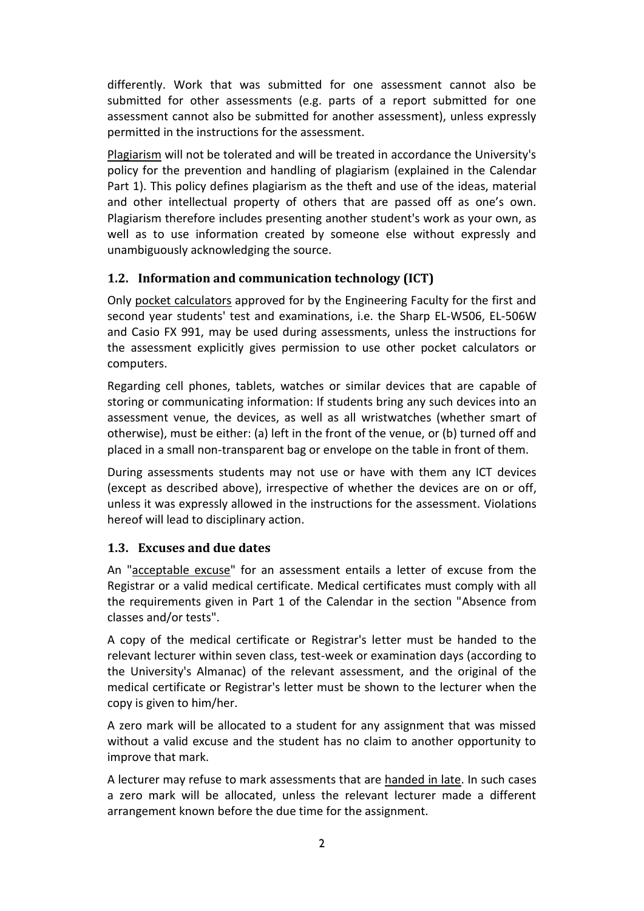differently. Work that was submitted for one assessment cannot also be submitted for other assessments (e.g. parts of a report submitted for one assessment cannot also be submitted for another assessment), unless expressly permitted in the instructions for the assessment.

Plagiarism will not be tolerated and will be treated in accordance the University's policy for the prevention and handling of plagiarism (explained in the Calendar Part 1). This policy defines plagiarism as the theft and use of the ideas, material and other intellectual property of others that are passed off as one's own. Plagiarism therefore includes presenting another student's work as your own, as well as to use information created by someone else without expressly and unambiguously acknowledging the source.

### 1.2. Information and communication technology (ICT)

Only pocket calculators approved for by the Engineering Faculty for the first and second year students' test and examinations, i.e. the Sharp EL-W506, EL-506W and Casio FX 991, may be used during assessments, unless the instructions for the assessment explicitly gives permission to use other pocket calculators or computers.

Regarding cell phones, tablets, watches or similar devices that are capable of storing or communicating information: If students bring any such devices into an assessment venue, the devices, as well as all wristwatches (whether smart of otherwise), must be either: (a) left in the front of the venue, or (b) turned off and placed in a small non-transparent bag or envelope on the table in front of them.

During assessments students may not use or have with them any ICT devices (except as described above), irrespective of whether the devices are on or off, unless it was expressly allowed in the instructions for the assessment. Violations hereof will lead to disciplinary action.

### 1.3. Excuses and due dates

An "acceptable excuse" for an assessment entails a letter of excuse from the Registrar or a valid medical certificate. Medical certificates must comply with all the requirements given in Part 1 of the Calendar in the section "Absence from classes and/or tests".

A copy of the medical certificate or Registrar's letter must be handed to the relevant lecturer within seven class, test-week or examination days (according to the University's Almanac) of the relevant assessment, and the original of the medical certificate or Registrar's letter must be shown to the lecturer when the copy is given to him/her.

A zero mark will be allocated to a student for any assignment that was missed without a valid excuse and the student has no claim to another opportunity to improve that mark.

A lecturer may refuse to mark assessments that are handed in late. In such cases a zero mark will be allocated, unless the relevant lecturer made a different arrangement known before the due time for the assignment.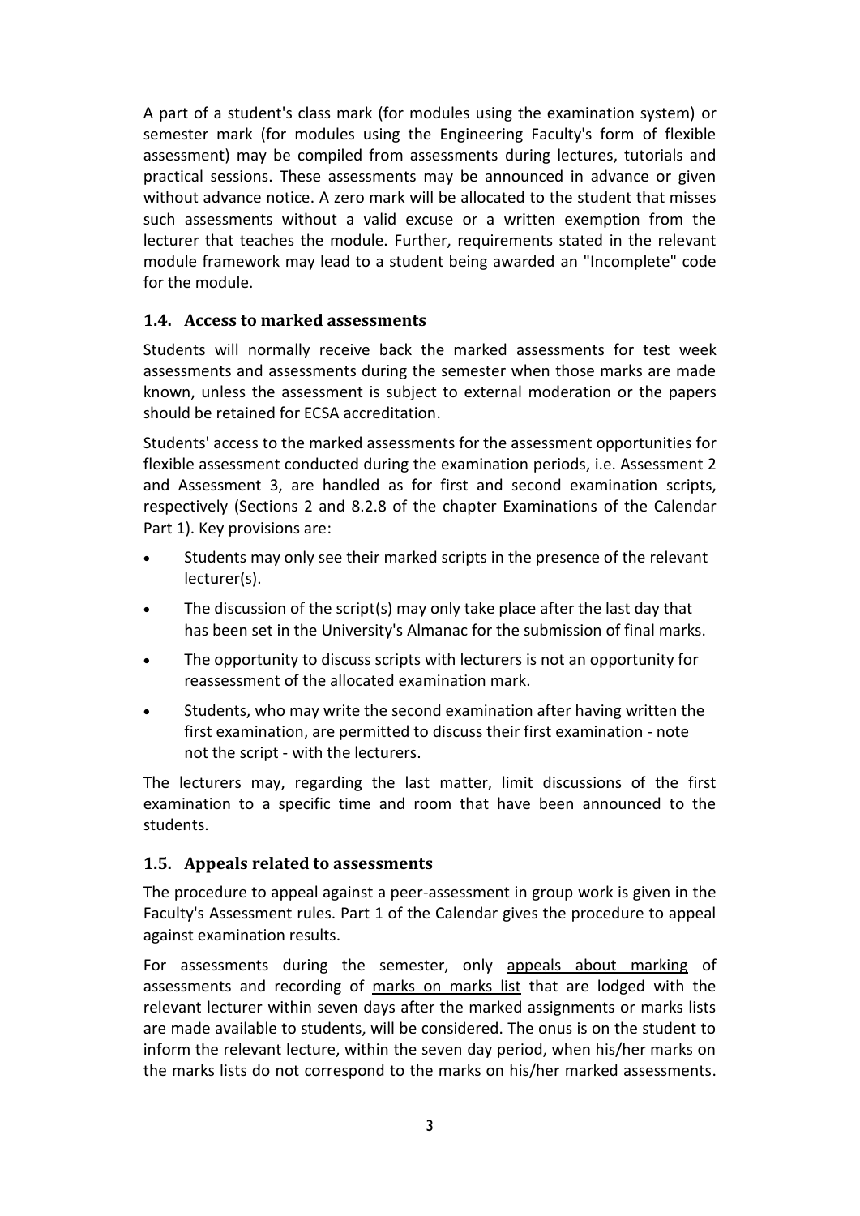A part of a student's class mark (for modules using the examination system) or semester mark (for modules using the Engineering Faculty's form of flexible assessment) may be compiled from assessments during lectures, tutorials and practical sessions. These assessments may be announced in advance or given without advance notice. A zero mark will be allocated to the student that misses such assessments without a valid excuse or a written exemption from the lecturer that teaches the module. Further, requirements stated in the relevant module framework may lead to a student being awarded an "Incomplete" code for the module.

### 1.4. Access to marked assessments

Students will normally receive back the marked assessments for test week assessments and assessments during the semester when those marks are made known, unless the assessment is subject to external moderation or the papers should be retained for ECSA accreditation.

Students' access to the marked assessments for the assessment opportunities for flexible assessment conducted during the examination periods, i.e. Assessment 2 and Assessment 3, are handled as for first and second examination scripts, respectively (Sections 2 and 8.2.8 of the chapter Examinations of the Calendar Part 1). Key provisions are:

- Students may only see their marked scripts in the presence of the relevant lecturer(s).
- The discussion of the script(s) may only take place after the last day that has been set in the University's Almanac for the submission of final marks.
- The opportunity to discuss scripts with lecturers is not an opportunity for reassessment of the allocated examination mark.
- Students, who may write the second examination after having written the first examination, are permitted to discuss their first examination - note not the script - with the lecturers.

The lecturers may, regarding the last matter, limit discussions of the first examination to a specific time and room that have been announced to the students.

### 1.5. Appeals related to assessments

The procedure to appeal against a peer-assessment in group work is given in the Faculty's Assessment rules. Part 1 of the Calendar gives the procedure to appeal against examination results.

For assessments during the semester, only <u>appeals about marking</u> of assessments and recording of <u>marks on marks list</u> that are lodged with the relevant lecturer within seven days after the marked assignments or marks lists are made available to students, will be considered. The onus is on the student to inform the relevant lecture, within the seven day period, when his/her marks on the marks lists do not correspond to the marks on his/her marked assessments.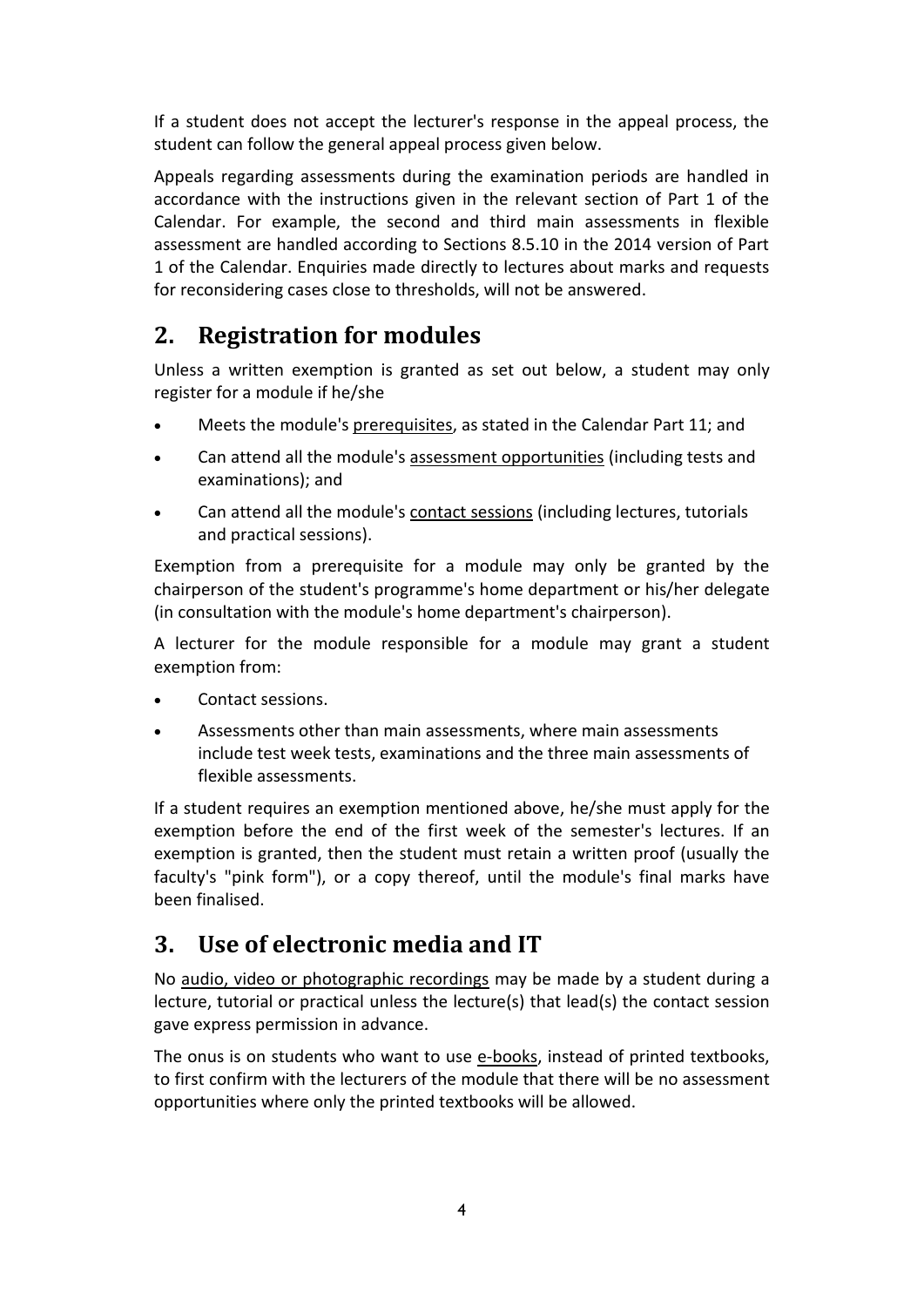If a student does not accept the lecturer's response in the appeal process, the student can follow the general appeal process given below.

Appeals regarding assessments during the examination periods are handled in accordance with the instructions given in the relevant section of Part 1 of the Calendar. For example, the second and third main assessments in flexible assessment are handled according to Sections 8.5.10 in the 2014 version of Part 1 of the Calendar. Enquiries made directly to lectures about marks and requests for reconsidering cases close to thresholds, will not be answered.

## 2. Registration for modules

Unless a written exemption is granted as set out below, a student may only register for a module if he/she

- Meets the module's prerequisites, as stated in the Calendar Part 11; and
- Can attend all the module's assessment opportunities (including tests and examinations); and
- Can attend all the module's contact sessions (including lectures, tutorials and practical sessions).

Exemption from a prerequisite for a module may only be granted by the chairperson of the student's programme's home department or his/her delegate (in consultation with the module's home department's chairperson).

A lecturer for the module responsible for a module may grant a student exemption from:

- Contact sessions.
- Assessments other than main assessments, where main assessments include test week tests, examinations and the three main assessments of flexible assessments.

If a student requires an exemption mentioned above, he/she must apply for the exemption before the end of the first week of the semester's lectures. If an exemption is granted, then the student must retain a written proof (usually the faculty's "pink form"), or a copy thereof, until the module's final marks have been finalised.

## 3. Use of electronic media and IT

No audio, video or photographic recordings may be made by a student during a lecture, tutorial or practical unless the lecture(s) that lead(s) the contact session gave express permission in advance.

The onus is on students who want to use e-books, instead of printed textbooks, to first confirm with the lecturers of the module that there will be no assessment opportunities where only the printed textbooks will be allowed.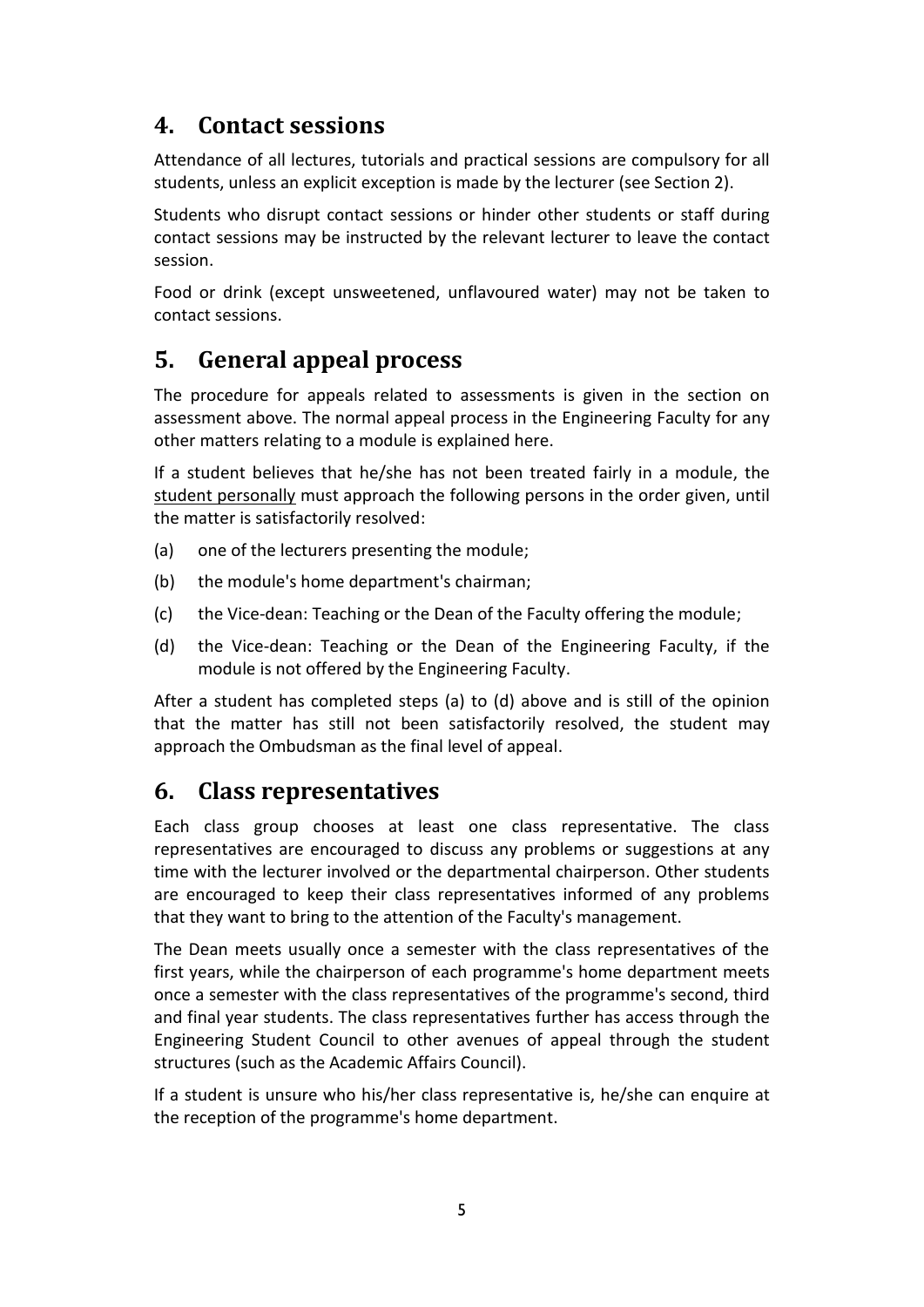## 4. Contact sessions

Attendance of all lectures, tutorials and practical sessions are compulsory for all students, unless an explicit exception is made by the lecturer (see Section 2).

Students who disrupt contact sessions or hinder other students or staff during contact sessions may be instructed by the relevant lecturer to leave the contact session.

Food or drink (except unsweetened, unflavoured water) may not be taken to contact sessions.

## 5. General appeal process

The procedure for appeals related to assessments is given in the section on assessment above. The normal appeal process in the Engineering Faculty for any other matters relating to a module is explained here.

If a student believes that he/she has not been treated fairly in a module, the <u>student personally</u> must approach the following persons in the order given, until the matter is satisfactorily resolved:

(a) one of the lecturers presenting the module;

(b) the module's home department's chairman;

(c) the Vice-dean: Teaching or the Dean of the Faculty offering the module;

(d) the Vice-dean: Teaching or the Dean of the Engineering Faculty, if the module is not offered by the Engineering Faculty.

After a student has completed steps (a) to (d) above and is still of the opinion that the matter has still not been satisfactorily resolved, the student may approach the Ombudsman as the final level of appeal.

## 6. Class representatives

Each class group chooses at least one class representative. The class representatives are encouraged to discuss any problems or suggestions at any time with the lecturer involved or the departmental chairperson. Other students are encouraged to keep their class representatives informed of any problems that they want to bring to the attention of the Faculty's management.

The Dean meets usually once a semester with the class representatives of the first years, while the chairperson of each programme's home department meets once a semester with the class representatives of the programme's second, third and final year students. The class representatives further has access through the Engineering Student Council to other avenues of appeal through the student structures (such as the Academic Affairs Council).

If a student is unsure who his/her class representative is, he/she can enquire at the reception of the programme's home department.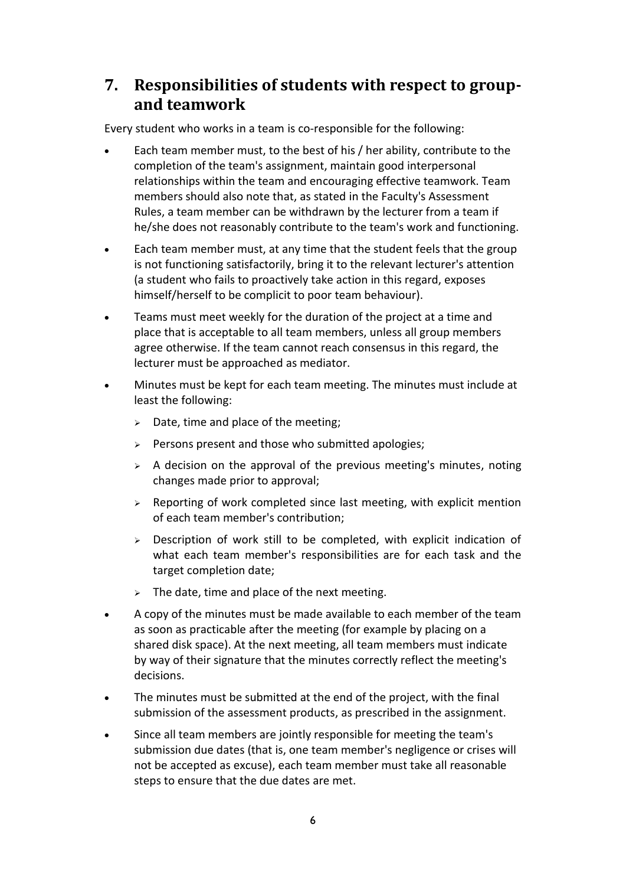## 7. Responsibilities of students with respect to group- and teamwork

Every student who works in a team is co-responsible for the following:

- Each team member must, to the best of his / her ability, contribute to the completion of the team's assignment, maintain good interpersonal relationships within the team and encouraging effective teamwork. Team members should also note that, as stated in the Faculty's Assessment Rules, a team member can be withdrawn by the lecturer from a team if he/she does not reasonably contribute to the team's work and functioning.
- Each team member must, at any time that the student feels that the group is not functioning satisfactorily, bring it to the relevant lecturer's attention (a student who fails to proactively take action in this regard, exposes himself/herself to be complicit to poor team behaviour).
- Teams must meet weekly for the duration of the project at a time and place that is acceptable to all team members, unless all group members agree otherwise. If the team cannot reach consensus in this regard, the lecturer must be approached as mediator.
- Minutes must be kept for each team meeting. The minutes must include at least the following:
  - Date, time and place of the meeting;
  - Persons present and those who submitted apologies;
  - A decision on the approval of the previous meeting's minutes, noting changes made prior to approval;
  - Reporting of work completed since last meeting, with explicit mention of each team member's contribution;
  - Description of work still to be completed, with explicit indication of what each team member's responsibilities are for each task and the target completion date;
  - The date, time and place of the next meeting.
- A copy of the minutes must be made available to each member of the team as soon as practicable after the meeting (for example by placing on a shared disk space). At the next meeting, all team members must indicate by way of their signature that the minutes correctly reflect the meeting's decisions.
- The minutes must be submitted at the end of the project, with the final submission of the assessment products, as prescribed in the assignment.
- Since all team members are jointly responsible for meeting the team's submission due dates (that is, one team member's negligence or crises will not be accepted as excuse), each team member must take all reasonable steps to ensure that the due dates are met.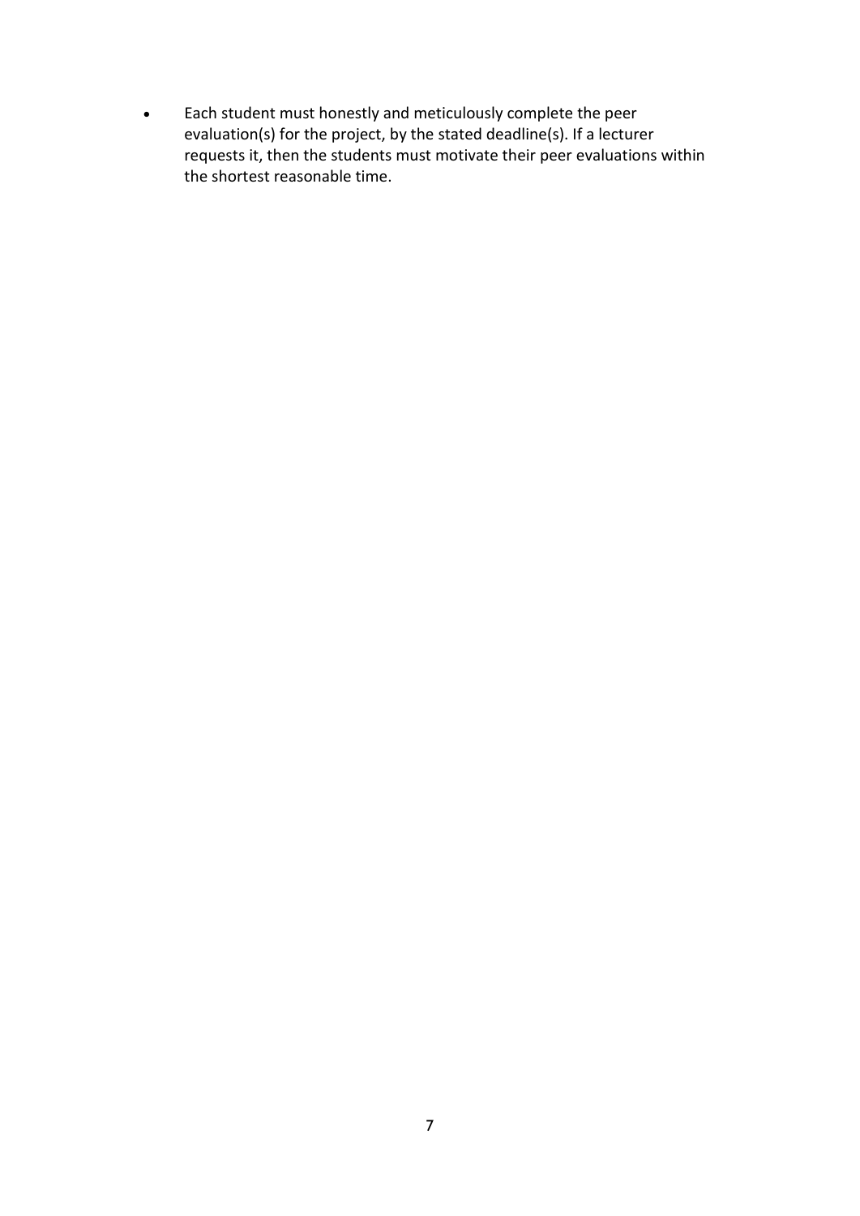- Each student must honestly and meticulously complete the peer evaluation(s) for the project, by the stated deadline(s). If a lecturer requests it, then the students must motivate their peer evaluations within the shortest reasonable time.